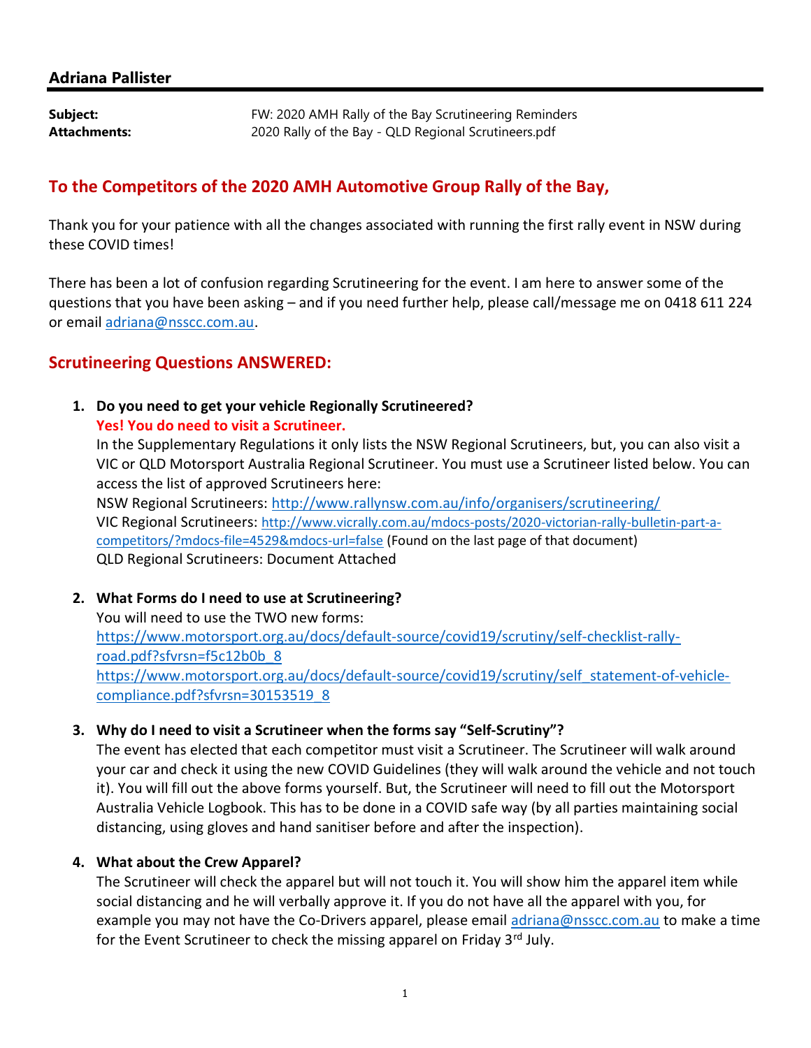**Adriana Pallister**

| | |
|---|---|
| **Subject:** | FW: 2020 AMH Rally of the Bay Scrutineering Reminders |
| **Attachments:** | 2020 Rally of the Bay - QLD Regional Scrutineers.pdf |

## To the Competitors of the 2020 AMH Automotive Group Rally of the Bay,

Thank you for your patience with all the changes associated with running the first rally event in NSW during these COVID times!

There has been a lot of confusion regarding Scrutineering for the event. I am here to answer some of the questions that you have been asking – and if you need further help, please call/message me on 0418 611 224 or email adriana@nsscc.com.au.

## Scrutineering Questions ANSWERED:

1. **Do you need to get your vehicle Regionally Scrutineered?**
   **Yes! You do need to visit a Scrutineer.**
   In the Supplementary Regulations it only lists the NSW Regional Scrutineers, but, you can also visit a VIC or QLD Motorsport Australia Regional Scrutineer. You must use a Scrutineer listed below. You can access the list of approved Scrutineers here:
   NSW Regional Scrutineers: http://www.rallynsw.com.au/info/organisers/scrutineering/
   VIC Regional Scrutineers: http://www.vicrally.com.au/mdocs-posts/2020-victorian-rally-bulletin-part-a-competitors/?mdocs-file=4529&mdocs-url=false (Found on the last page of that document)
   QLD Regional Scrutineers: Document Attached

2. **What Forms do I need to use at Scrutineering?**
   You will need to use the TWO new forms:
   https://www.motorsport.org.au/docs/default-source/covid19/scrutiny/self-checklist-rally-road.pdf?sfvrsn=f5c12b0b_8
   https://www.motorsport.org.au/docs/default-source/covid19/scrutiny/self_statement-of-vehicle-compliance.pdf?sfvrsn=30153519_8

3. **Why do I need to visit a Scrutineer when the forms say "Self-Scrutiny"?**
   The event has elected that each competitor must visit a Scrutineer. The Scrutineer will walk around your car and check it using the new COVID Guidelines (they will walk around the vehicle and not touch it). You will fill out the above forms yourself. But, the Scrutineer will need to fill out the Motorsport Australia Vehicle Logbook. This has to be done in a COVID safe way (by all parties maintaining social distancing, using gloves and hand sanitiser before and after the inspection).

4. **What about the Crew Apparel?**
   The Scrutineer will check the apparel but will not touch it. You will show him the apparel item while social distancing and he will verbally approve it. If you do not have all the apparel with you, for example you may not have the Co-Drivers apparel, please email adriana@nsscc.com.au to make a time for the Event Scrutineer to check the missing apparel on Friday 3rd July.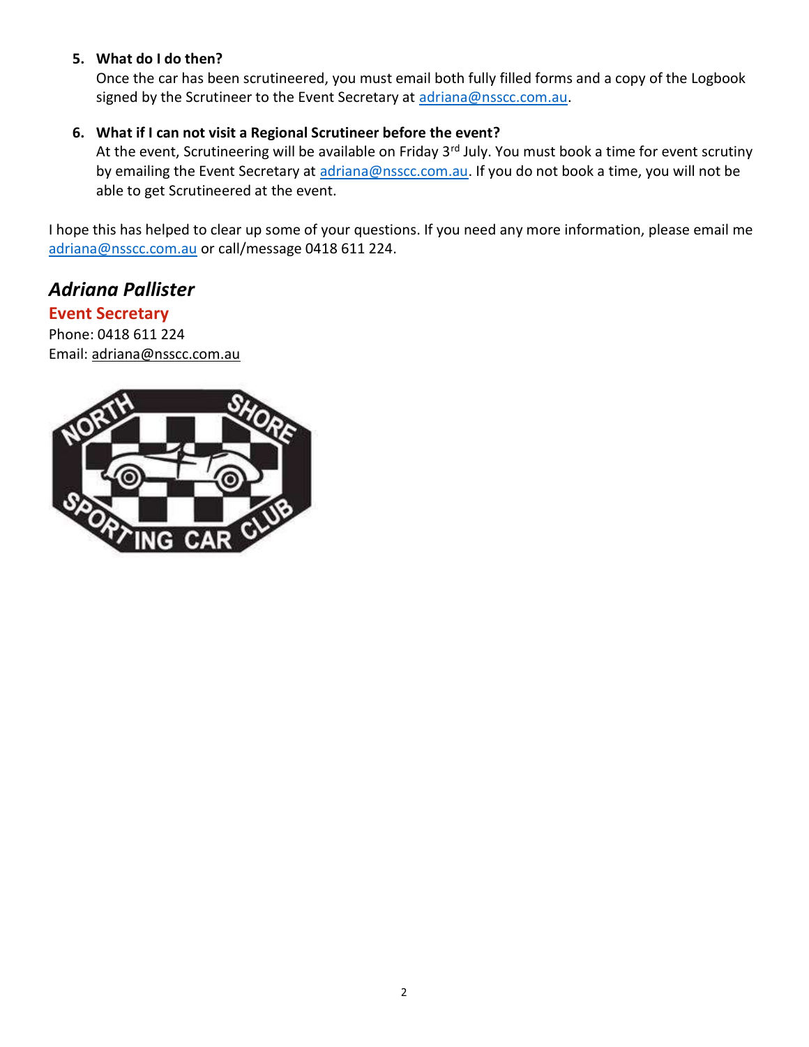5. **What do I do then?**
   Once the car has been scrutineered, you must email both fully filled forms and a copy of the Logbook signed by the Scrutineer to the Event Secretary at adriana@nsscc.com.au.

6. **What if I can not visit a Regional Scrutineer before the event?**
   At the event, Scrutineering will be available on Friday 3rd July. You must book a time for event scrutiny by emailing the Event Secretary at adriana@nsscc.com.au. If you do not book a time, you will not be able to get Scrutineered at the event.

I hope this has helped to clear up some of your questions. If you need any more information, please email me adriana@nsscc.com.au or call/message 0418 611 224.

***Adriana Pallister***

**Event Secretary**

Phone: 0418 611 224
Email: adriana@nsscc.com.au